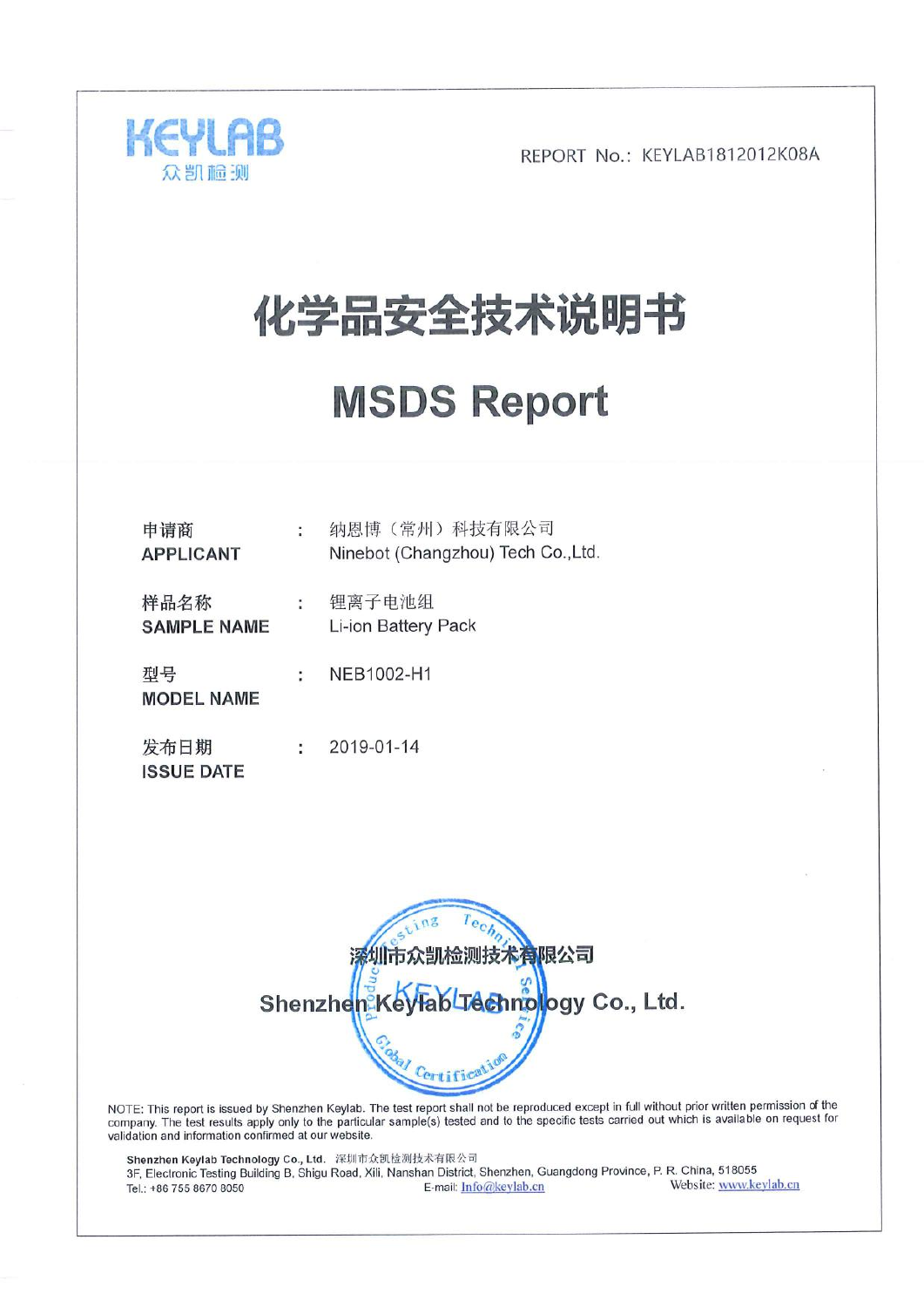KEYLAB
众凯检测

REPORT No.: KEYLAB1812012K08A

# 化学品安全技术说明书

# MSDS Report

| | | |
|---|---|---|
| 申请商<br>**APPLICANT** | : | 纳恩博（常州）科技有限公司<br>Ninebot (Changzhou) Tech Co.,Ltd. |
| 样品名称<br>**SAMPLE NAME** | : | 锂离子电池组<br>Li-ion Battery Pack |
| 型号<br>**MODEL NAME** | : | NEB1002-H1 |
| 发布日期<br>**ISSUE DATE** | : | 2019-01-14 |

**深圳市众凯检测技术有限公司**

**Shenzhen Keylab Technology Co., Ltd.**

NOTE: This report is issued by Shenzhen Keylab. The test report shall not be reproduced except in full without prior written permission of the company. The test results apply only to the particular sample(s) tested and to the specific tests carried out which is available on request for validation and information confirmed at our website.

**Shenzhen Keylab Technology Co., Ltd.** 深圳市众凯检测技术有限公司
3F, Electronic Testing Building B, Shigu Road, Xili, Nanshan District, Shenzhen, Guangdong Province, P. R. China, 518055
Tel.: +86 755 8670 8050 E-mail: Info@keylab.cn Website: www.keylab.cn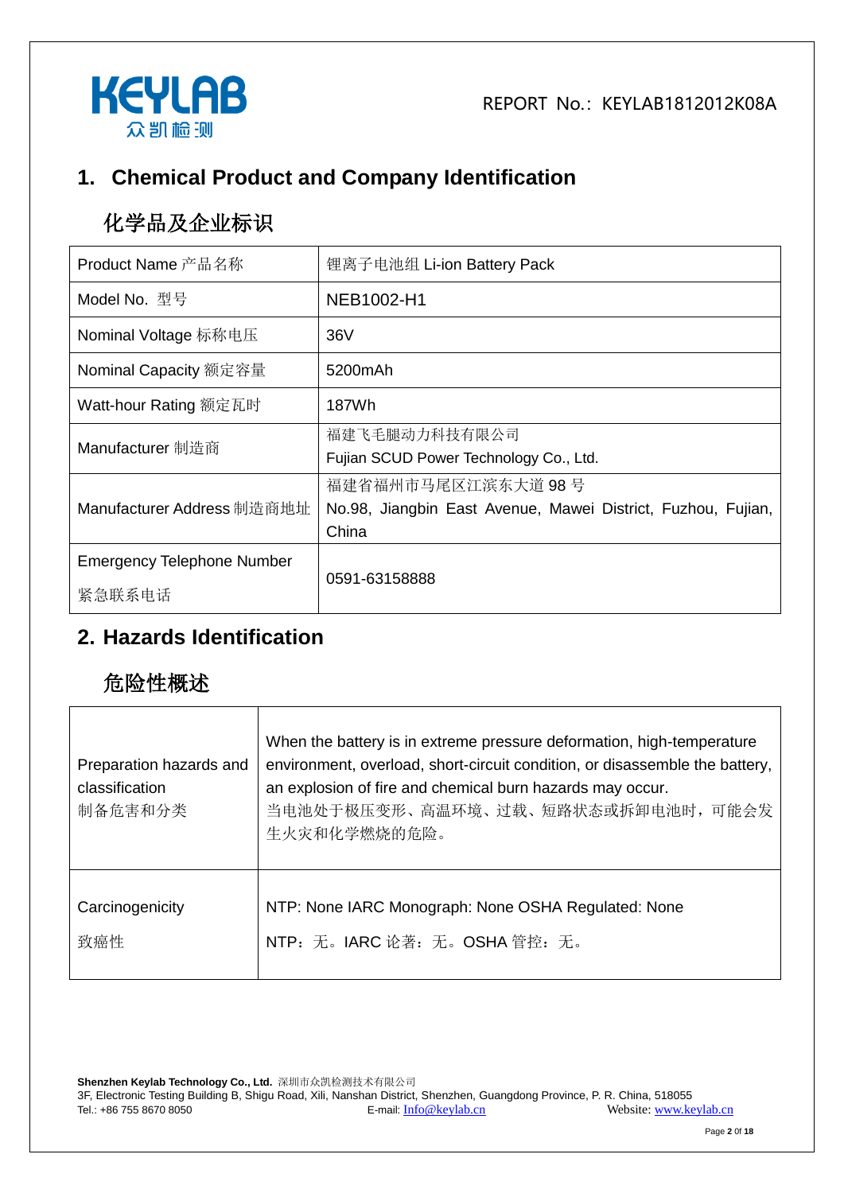## 1. Chemical Product and Company Identification

## 化学品及企业标识

| | |
|---|---|
| Product Name 产品名称 | 锂离子电池组 Li-ion Battery Pack |
| Model No. 型号 | NEB1002-H1 |
| Nominal Voltage 标称电压 | 36V |
| Nominal Capacity 额定容量 | 5200mAh |
| Watt-hour Rating 额定瓦时 | 187Wh |
| Manufacturer 制造商 | 福建飞毛腿动力科技有限公司<br>Fujian SCUD Power Technology Co., Ltd. |
| Manufacturer Address 制造商地址 | 福建省福州市马尾区江滨东大道 98 号<br>No.98, Jiangbin East Avenue, Mawei District, Fuzhou, Fujian, China |
| Emergency Telephone Number<br>紧急联系电话 | 0591-63158888 |

## 2. Hazards Identification

## 危险性概述

| | |
|---|---|
| Preparation hazards and classification<br>制备危害和分类 | When the battery is in extreme pressure deformation, high-temperature environment, overload, short-circuit condition, or disassemble the battery, an explosion of fire and chemical burn hazards may occur.<br>当电池处于极压变形、高温环境、过载、短路状态或拆卸电池时，可能会发生火灾和化学燃烧的危险。 |
| Carcinogenicity<br>致癌性 | NTP: None IARC Monograph: None OSHA Regulated: None<br>NTP：无。IARC 论著：无。OSHA 管控：无。 |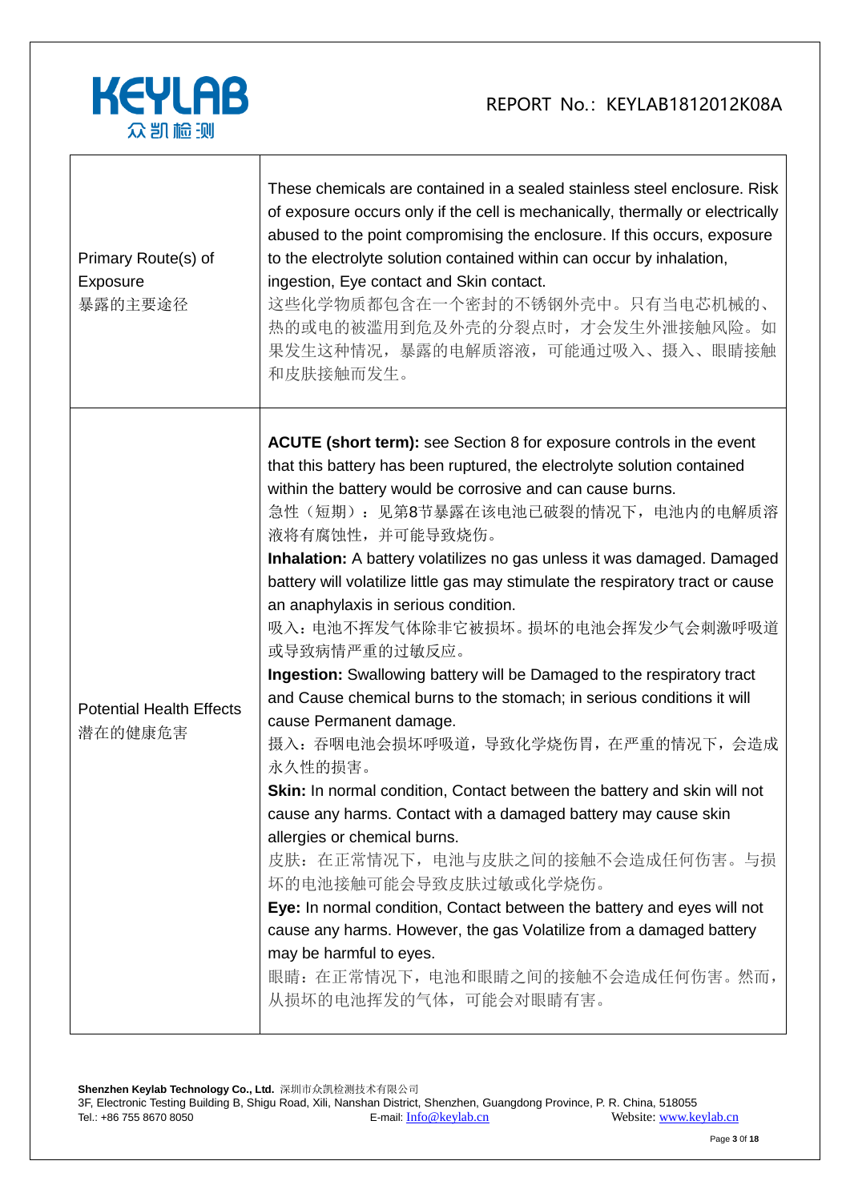| | |
|---|---|
| Primary Route(s) of Exposure<br>暴露的主要途径 | These chemicals are contained in a sealed stainless steel enclosure. Risk of exposure occurs only if the cell is mechanically, thermally or electrically abused to the point compromising the enclosure. If this occurs, exposure to the electrolyte solution contained within can occur by inhalation, ingestion, Eye contact and Skin contact.<br>这些化学物质都包含在一个密封的不锈钢外壳中。只有当电芯机械的、热的或电的被滥用到危及外壳的分裂点时，才会发生外泄接触风险。如果发生这种情况，暴露的电解质溶液，可能通过吸入、摄入、眼睛接触和皮肤接触而发生。 |
| Potential Health Effects<br>潜在的健康危害 | **ACUTE (short term):** see Section 8 for exposure controls in the event that this battery has been ruptured, the electrolyte solution contained within the battery would be corrosive and can cause burns.<br>急性（短期）：见第8节暴露在该电池已破裂的情况下，电池内的电解质溶液将有腐蚀性，并可能导致烧伤。<br>**Inhalation:** A battery volatilizes no gas unless it was damaged. Damaged battery will volatilize little gas may stimulate the respiratory tract or cause an anaphylaxis in serious condition.<br>吸入：电池不挥发气体除非它被损坏。损坏的电池会挥发少气会刺激呼吸道或导致病情严重的过敏反应。<br>**Ingestion:** Swallowing battery will be Damaged to the respiratory tract and Cause chemical burns to the stomach; in serious conditions it will cause Permanent damage.<br>摄入：吞咽电池会损坏呼吸道，导致化学烧伤胃，在严重的情况下，会造成永久性的损害。<br>**Skin:** In normal condition, Contact between the battery and skin will not cause any harms. Contact with a damaged battery may cause skin allergies or chemical burns.<br>皮肤：在正常情况下，电池与皮肤之间的接触不会造成任何伤害。与损坏的电池接触可能会导致皮肤过敏或化学烧伤。<br>**Eye:** In normal condition, Contact between the battery and eyes will not cause any harms. However, the gas Volatilize from a damaged battery may be harmful to eyes.<br>眼睛：在正常情况下，电池和眼睛之间的接触不会造成任何伤害。然而，从损坏的电池挥发的气体，可能会对眼睛有害。 |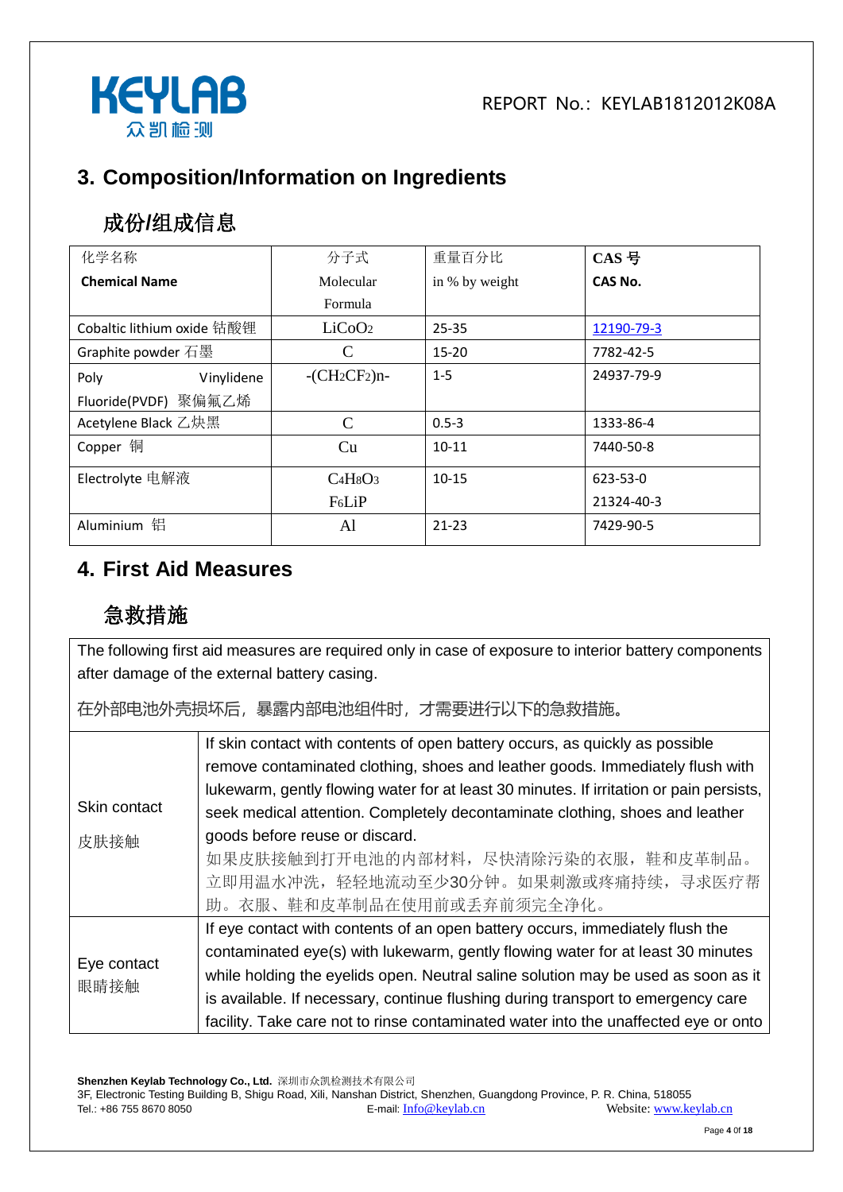## 3. Composition/Information on Ingredients

## 成份/组成信息

| 化学名称 **Chemical Name** | 分子式 Molecular Formula | 重量百分比 in % by weight | **CAS 号** **CAS No.** |
|---|---|---|---|
| Cobaltic lithium oxide 钴酸锂 | $LiCoO_2$ | 25-35 | 12190-79-3 |
| Graphite powder 石墨 | C | 15-20 | 7782-42-5 |
| Poly Vinylidene Fluoride(PVDF) 聚偏氟乙烯 | $-(CH_2CF_2)n-$ | 1-5 | 24937-79-9 |
| Acetylene Black 乙炔黑 | C | 0.5-3 | 1333-86-4 |
| Copper 铜 | Cu | 10-11 | 7440-50-8 |
| Electrolyte 电解液 | $C_4H_8O_3$ $F_6LiP$ | 10-15 | 623-53-0 21324-40-3 |
| Aluminium 铝 | Al | 21-23 | 7429-90-5 |

## 4. First Aid Measures

## 急救措施

The following first aid measures are required only in case of exposure to interior battery components after damage of the external battery casing.

在外部电池外壳损坏后，暴露内部电池组件时，才需要进行以下的急救措施。

| | |
|---|---|
| Skin contact 皮肤接触 | If skin contact with contents of open battery occurs, as quickly as possible remove contaminated clothing, shoes and leather goods. Immediately flush with lukewarm, gently flowing water for at least 30 minutes. If irritation or pain persists, seek medical attention. Completely decontaminate clothing, shoes and leather goods before reuse or discard. 如果皮肤接触到打开电池的内部材料，尽快清除污染的衣服，鞋和皮革制品。立即用温水冲洗，轻轻地流动至少30分钟。如果刺激或疼痛持续，寻求医疗帮助。衣服、鞋和皮革制品在使用前或丢弃前须完全净化。 |
| Eye contact 眼睛接触 | If eye contact with contents of an open battery occurs, immediately flush the contaminated eye(s) with lukewarm, gently flowing water for at least 30 minutes while holding the eyelids open. Neutral saline solution may be used as soon as it is available. If necessary, continue flushing during transport to emergency care facility. Take care not to rinse contaminated water into the unaffected eye or onto |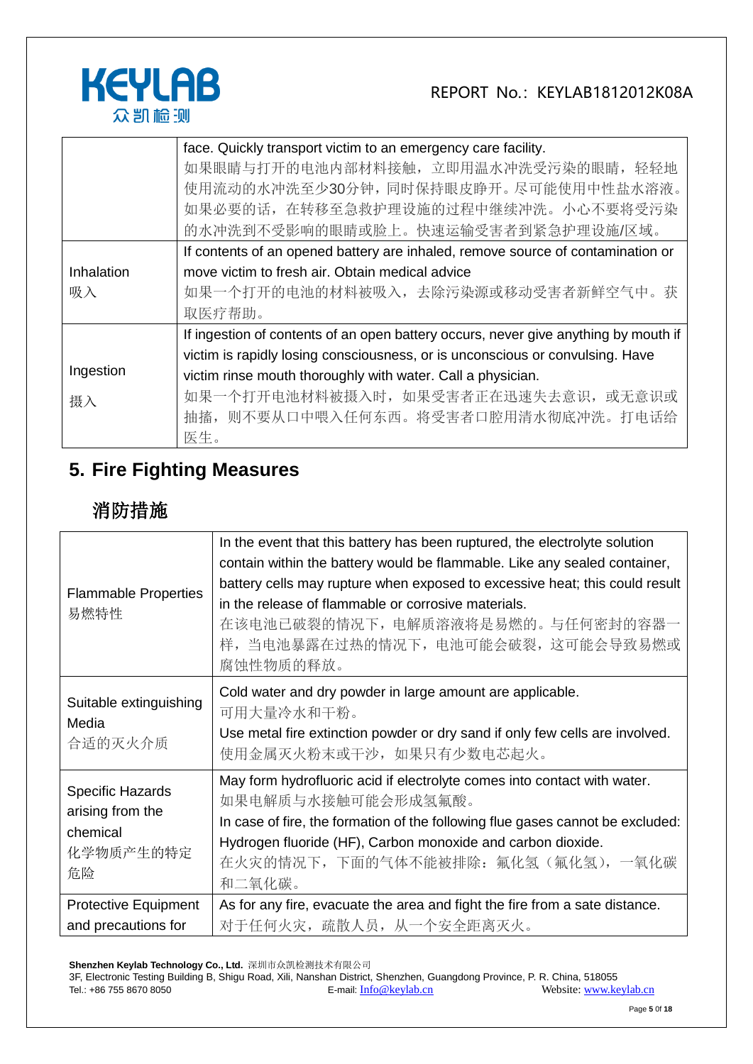| | |
|---|---|
| | face. Quickly transport victim to an emergency care facility.<br>如果眼睛与打开的电池内部材料接触，立即用温水冲洗受污染的眼睛，轻轻地使用流动的水冲洗至少30分钟，同时保持眼皮睁开。尽可能使用中性盐水溶液。如果必要的话，在转移至急救护理设施的过程中继续冲洗。小心不要将受污染的水冲洗到不受影响的眼睛或脸上。快速运输受害者到紧急护理设施/区域。 |
| Inhalation<br>吸入 | If contents of an opened battery are inhaled, remove source of contamination or move victim to fresh air. Obtain medical advice<br>如果一个打开的电池的材料被吸入，去除污染源或移动受害者新鲜空气中。获取医疗帮助。 |
| Ingestion<br>摄入 | If ingestion of contents of an open battery occurs, never give anything by mouth if victim is rapidly losing consciousness, or is unconscious or convulsing. Have victim rinse mouth thoroughly with water. Call a physician.<br>如果一个打开电池材料被摄入时，如果受害者正在迅速失去意识，或无意识或抽搐，则不要从口中喂入任何东西。将受害者口腔用清水彻底冲洗。打电话给医生。 |

## 5. Fire Fighting Measures

## 消防措施

| | |
|---|---|
| Flammable Properties<br>易燃特性 | In the event that this battery has been ruptured, the electrolyte solution contain within the battery would be flammable. Like any sealed container, battery cells may rupture when exposed to excessive heat; this could result in the release of flammable or corrosive materials.<br>在该电池已破裂的情况下，电解质溶液将是易燃的。与任何密封的容器一样，当电池暴露在过热的情况下，电池可能会破裂，这可能会导致易燃或腐蚀性物质的释放。 |
| Suitable extinguishing Media<br>合适的灭火介质 | Cold water and dry powder in large amount are applicable.<br>可用大量冷水和干粉。<br>Use metal fire extinction powder or dry sand if only few cells are involved.<br>使用金属灭火粉末或干沙，如果只有少数电芯起火。 |
| Specific Hazards arising from the chemical<br>化学物质产生的特定危险 | May form hydrofluoric acid if electrolyte comes into contact with water.<br>如果电解质与水接触可能会形成氢氟酸。<br>In case of fire, the formation of the following flue gases cannot be excluded: Hydrogen fluoride (HF), Carbon monoxide and carbon dioxide.<br>在火灾的情况下，下面的气体不能被排除：氟化氢（氟化氢），一氧化碳和二氧化碳。 |
| Protective Equipment and precautions for | As for any fire, evacuate the area and fight the fire from a sate distance.<br>对于任何火灾，疏散人员，从一个安全距离灭火。 |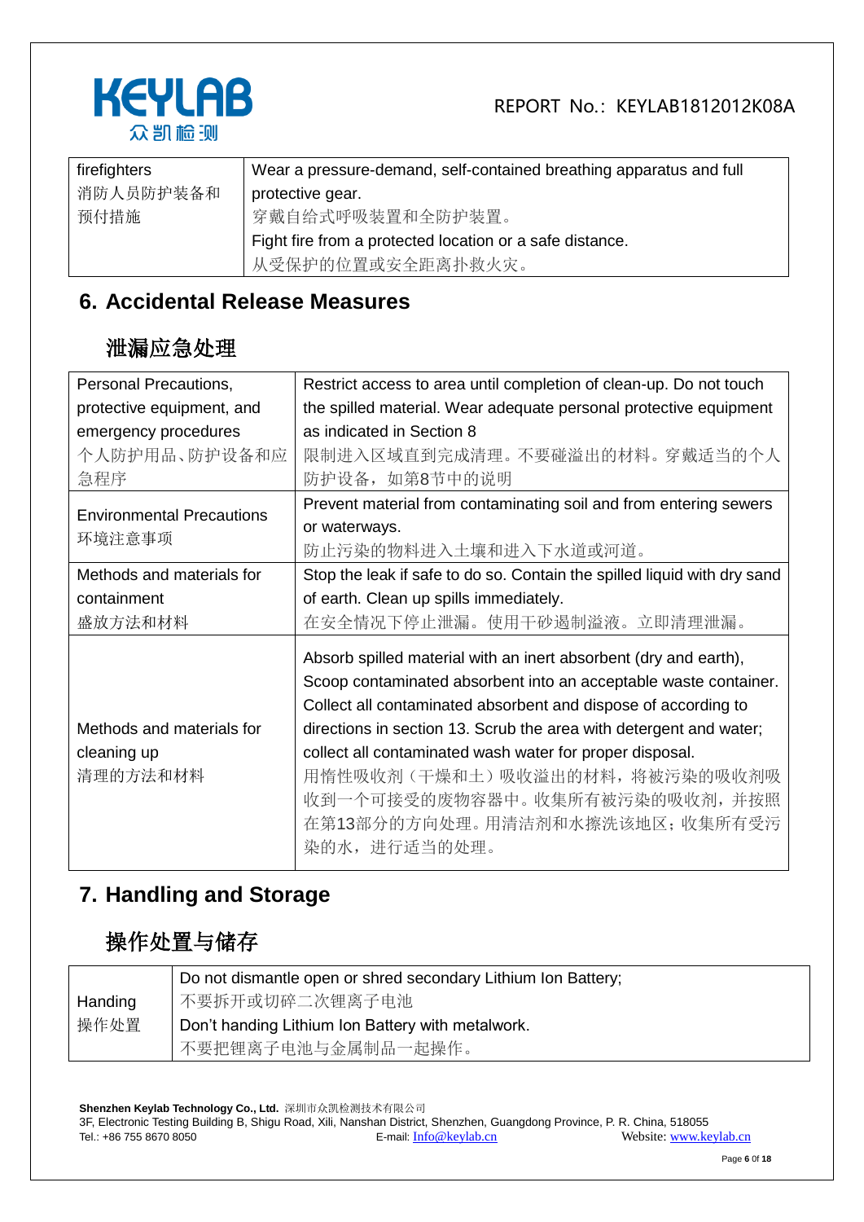| firefighters<br>消防人员防护装备和预付措施 | Wear a pressure-demand, self-contained breathing apparatus and full protective gear.<br>穿戴自给式呼吸装置和全防护装置。<br>Fight fire from a protected location or a safe distance.<br>从受保护的位置或安全距离扑救火灾。 |
|---|---|

## 6. Accidental Release Measures

## 泄漏应急处理

| Personal Precautions, protective equipment, and emergency procedures<br>个人防护用品、防护设备和应急程序 | Restrict access to area until completion of clean-up. Do not touch the spilled material. Wear adequate personal protective equipment as indicated in Section 8<br>限制进入区域直到完成清理。不要碰溢出的材料。穿戴适当的个人防护设备，如第8节中的说明 |
|---|---|
| Environmental Precautions<br>环境注意事项 | Prevent material from contaminating soil and from entering sewers or waterways.<br>防止污染的物料进入土壤和进入下水道或河道。 |
| Methods and materials for containment<br>盛放方法和材料 | Stop the leak if safe to do so. Contain the spilled liquid with dry sand of earth. Clean up spills immediately.<br>在安全情况下停止泄漏。使用干砂遏制溢液。立即清理泄漏。 |
| Methods and materials for cleaning up<br>清理的方法和材料 | Absorb spilled material with an inert absorbent (dry and earth), Scoop contaminated absorbent into an acceptable waste container. Collect all contaminated absorbent and dispose of according to directions in section 13. Scrub the area with detergent and water; collect all contaminated wash water for proper disposal.<br>用惰性吸收剂（干燥和土）吸收溢出的材料，将被污染的吸收剂吸收到一个可接受的废物容器中。收集所有被污染的吸收剂，并按照在第13部分的方向处理。用清洁剂和水擦洗该地区；收集所有受污染的水，进行适当的处理。 |

## 7. Handling and Storage

## 操作处置与储存

| Handing<br>操作处置 | Do not dismantle open or shred secondary Lithium Ion Battery;<br>不要拆开或切碎二次锂离子电池<br>Don't handing Lithium Ion Battery with metalwork.<br>不要把锂离子电池与金属制品一起操作。 |
|---|---|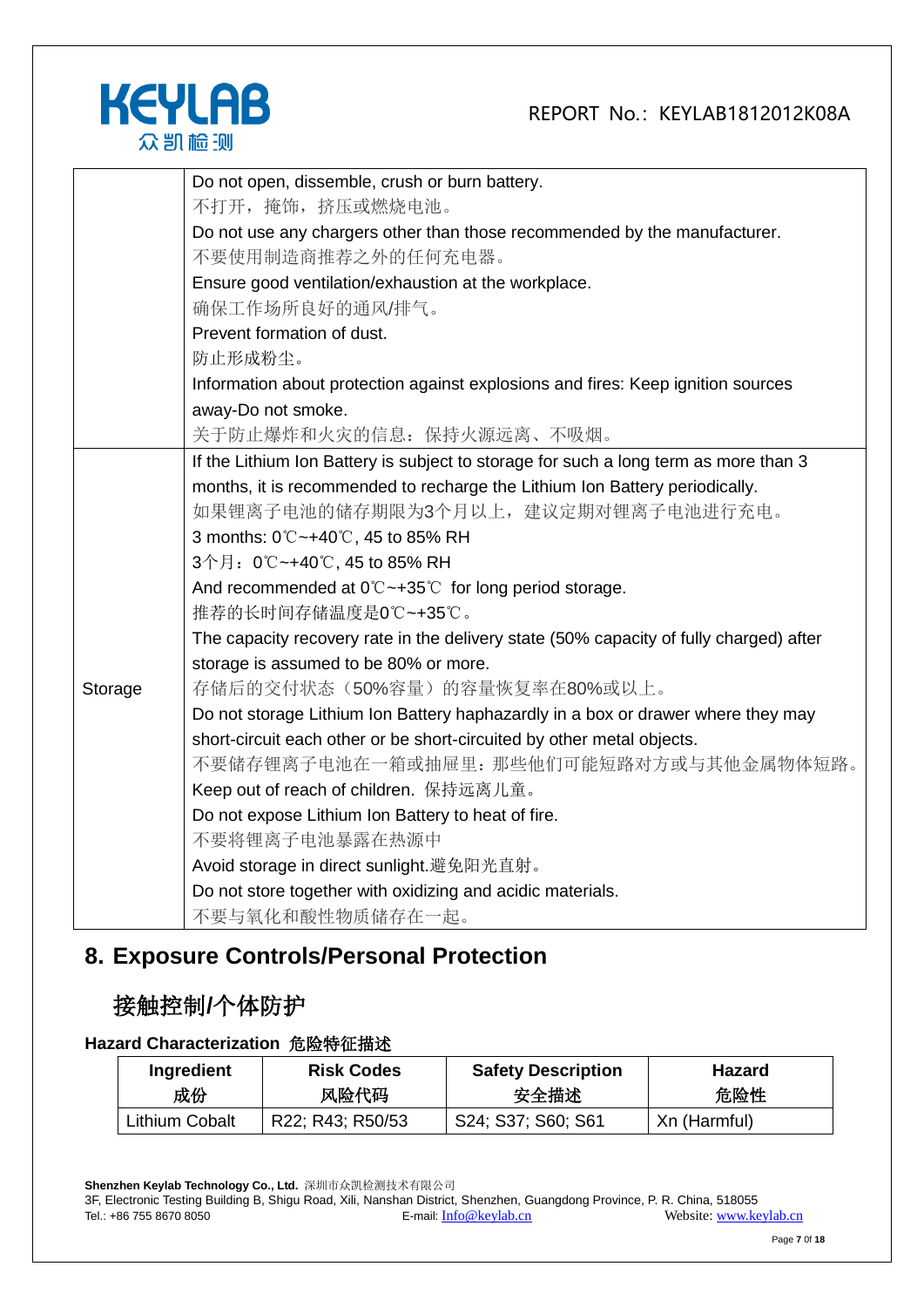| | |
|---|---|
| | Do not open, dissemble, crush or burn battery.<br>不打开，掩饰，挤压或燃烧电池。<br>Do not use any chargers other than those recommended by the manufacturer.<br>不要使用制造商推荐之外的任何充电器。<br>Ensure good ventilation/exhaustion at the workplace.<br>确保工作场所良好的通风/排气。<br>Prevent formation of dust.<br>防止形成粉尘。<br>Information about protection against explosions and fires: Keep ignition sources away-Do not smoke.<br>关于防止爆炸和火灾的信息：保持火源远离、不吸烟。 |
| Storage | If the Lithium Ion Battery is subject to storage for such a long term as more than 3 months, it is recommended to recharge the Lithium Ion Battery periodically.<br>如果锂离子电池的储存期限为3个月以上，建议定期对锂离子电池进行充电。<br>3 months: 0℃~+40℃, 45 to 85% RH<br>3个月：0℃~+40℃, 45 to 85% RH<br>And recommended at 0℃~+35℃ for long period storage.<br>推荐的长时间存储温度是0℃~+35℃。<br>The capacity recovery rate in the delivery state (50% capacity of fully charged) after storage is assumed to be 80% or more.<br>存储后的交付状态（50%容量）的容量恢复率在80%或以上。<br>Do not storage Lithium Ion Battery haphazardly in a box or drawer where they may short-circuit each other or be short-circuited by other metal objects.<br>不要储存锂离子电池在一箱或抽屉里：那些他们可能短路对方或与其他金属物体短路。<br>Keep out of reach of children. 保持远离儿童。<br>Do not expose Lithium Ion Battery to heat of fire.<br>不要将锂离子电池暴露在热源中<br>Avoid storage in direct sunlight.避免阳光直射。<br>Do not store together with oxidizing and acidic materials.<br>不要与氧化和酸性物质储存在一起。 |

## 8. Exposure Controls/Personal Protection

## 接触控制/个体防护

**Hazard Characterization 危险特征描述**

| Ingredient 成份 | Risk Codes 风险代码 | Safety Description 安全描述 | Hazard 危险性 |
|---|---|---|---|
| Lithium Cobalt | R22; R43; R50/53 | S24; S37; S60; S61 | Xn (Harmful) |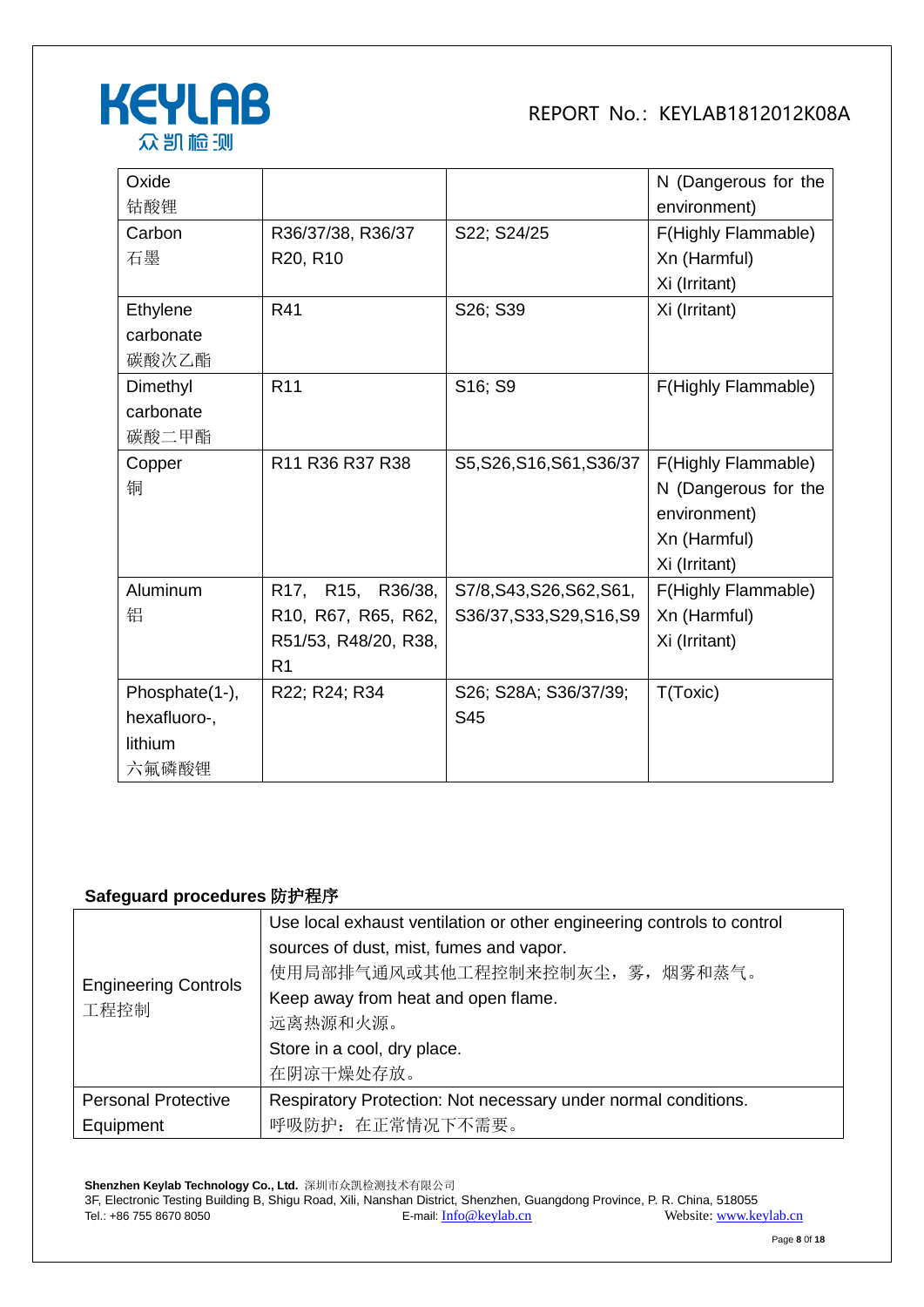| | | | |
|---|---|---|---|
| Oxide<br>钴酸锂 | | | N (Dangerous for the environment) |
| Carbon<br>石墨 | R36/37/38, R36/37<br>R20, R10 | S22; S24/25 | F(Highly Flammable)<br>Xn (Harmful)<br>Xi (Irritant) |
| Ethylene carbonate<br>碳酸次乙酯 | R41 | S26; S39 | Xi (Irritant) |
| Dimethyl carbonate<br>碳酸二甲酯 | R11 | S16; S9 | F(Highly Flammable) |
| Copper<br>铜 | R11 R36 R37 R38 | S5,S26,S16,S61,S36/37 | F(Highly Flammable)<br>N (Dangerous for the environment)<br>Xn (Harmful)<br>Xi (Irritant) |
| Aluminum<br>铝 | R17, R15, R36/38, R10, R67, R65, R62, R51/53, R48/20, R38, R1 | S7/8,S43,S26,S62,S61, S36/37,S33,S29,S16,S9 | F(Highly Flammable)<br>Xn (Harmful)<br>Xi (Irritant) |
| Phosphate(1-), hexafluoro-, lithium<br>六氟磷酸锂 | R22; R24; R34 | S26; S28A; S36/37/39; S45 | T(Toxic) |

**Safeguard procedures 防护程序**

| | |
|---|---|
| Engineering Controls<br>工程控制 | Use local exhaust ventilation or other engineering controls to control sources of dust, mist, fumes and vapor.<br>使用局部排气通风或其他工程控制来控制灰尘，雾，烟雾和蒸气。<br>Keep away from heat and open flame.<br>远离热源和火源。<br>Store in a cool, dry place.<br>在阴凉干燥处存放。 |
| Personal Protective Equipment | Respiratory Protection: Not necessary under normal conditions.<br>呼吸防护：在正常情况下不需要。 |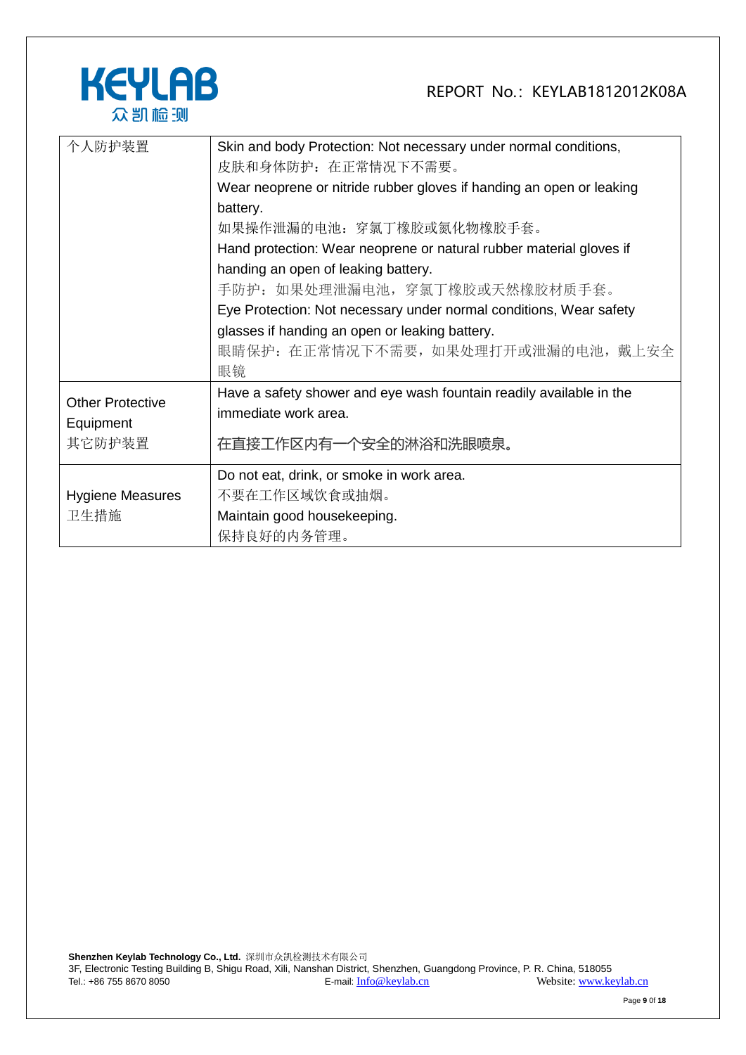| 个人防护装置 | Skin and body Protection: Not necessary under normal conditions,<br>皮肤和身体防护：在正常情况下不需要。<br>Wear neoprene or nitride rubber gloves if handing an open or leaking battery.<br>如果操作泄漏的电池：穿氯丁橡胶或氮化物橡胶手套。<br>Hand protection: Wear neoprene or natural rubber material gloves if handing an open of leaking battery.<br>手防护：如果处理泄漏电池，穿氯丁橡胶或天然橡胶材质手套。<br>Eye Protection: Not necessary under normal conditions, Wear safety glasses if handing an open or leaking battery.<br>眼睛保护：在正常情况下不需要，如果处理打开或泄漏的电池，戴上安全眼镜 |
|---|---|
| Other Protective Equipment<br>其它防护装置 | Have a safety shower and eye wash fountain readily available in the immediate work area.<br>在直接工作区内有一个安全的淋浴和洗眼喷泉。 |
| Hygiene Measures<br>卫生措施 | Do not eat, drink, or smoke in work area.<br>不要在工作区域饮食或抽烟。<br>Maintain good housekeeping.<br>保持良好的内务管理。 |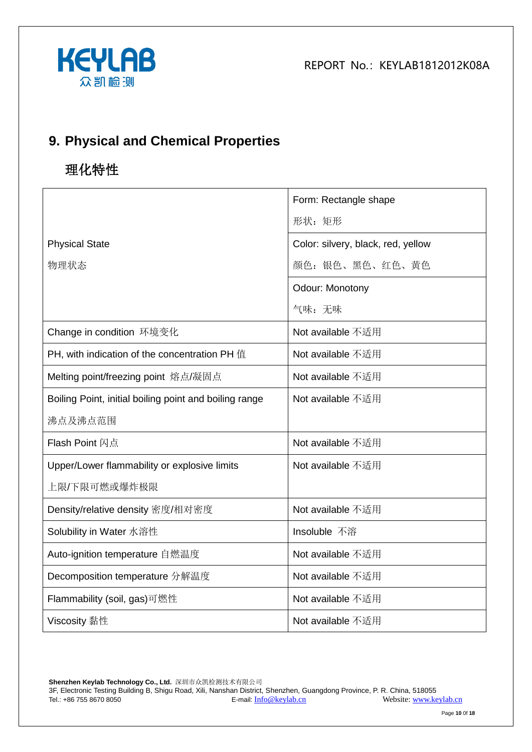## 9. Physical and Chemical Properties

## 理化特性

| | |
|---|---|
| Physical State<br>物理状态 | Form: Rectangle shape<br>形状：矩形 |
| | Color: silvery, black, red, yellow<br>颜色：银色、黑色、红色、黄色 |
| | Odour: Monotony<br>气味：无味 |
| Change in condition 环境变化 | Not available 不适用 |
| PH, with indication of the concentration PH 值 | Not available 不适用 |
| Melting point/freezing point 熔点/凝固点 | Not available 不适用 |
| Boiling Point, initial boiling point and boiling range<br>沸点及沸点范围 | Not available 不适用 |
| Flash Point 闪点 | Not available 不适用 |
| Upper/Lower flammability or explosive limits<br>上限/下限可燃或爆炸极限 | Not available 不适用 |
| Density/relative density 密度/相对密度 | Not available 不适用 |
| Solubility in Water 水溶性 | Insoluble 不溶 |
| Auto-ignition temperature 自燃温度 | Not available 不适用 |
| Decomposition temperature 分解温度 | Not available 不适用 |
| Flammability (soil, gas)可燃性 | Not available 不适用 |
| Viscosity 黏性 | Not available 不适用 |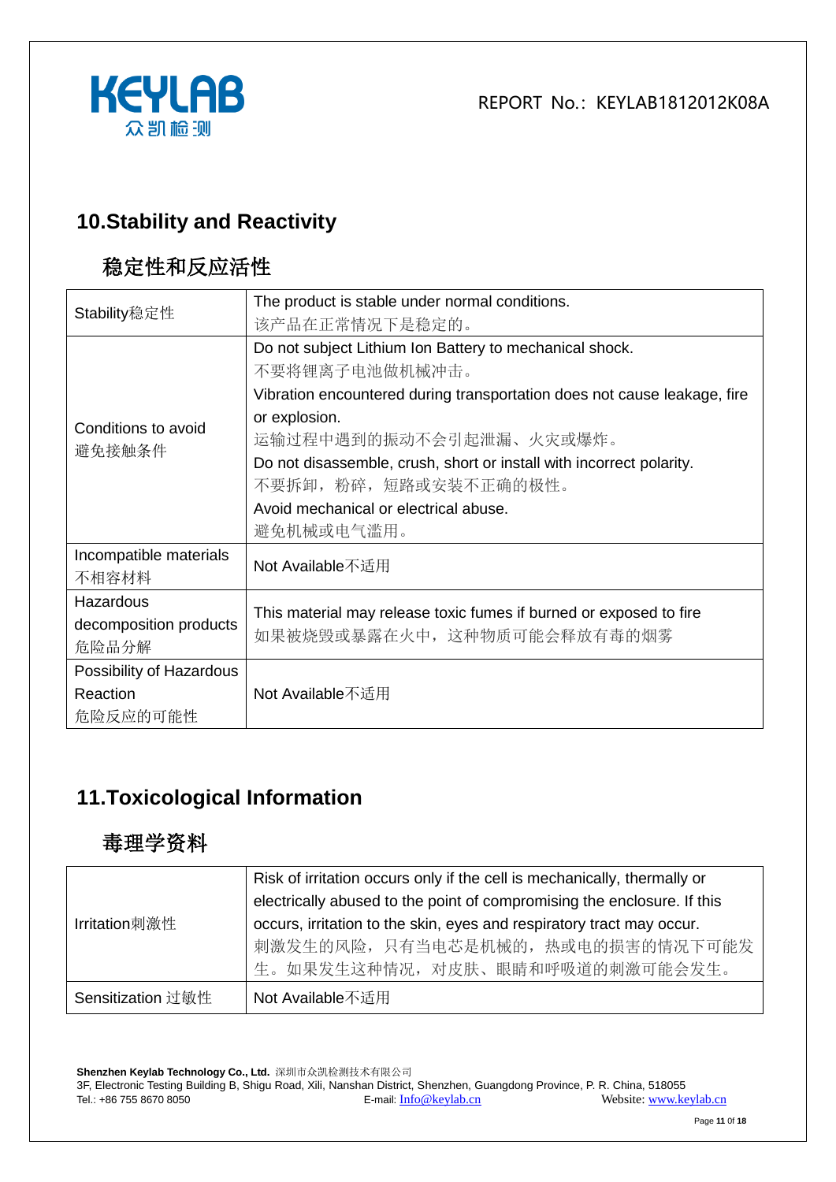## 10.Stability and Reactivity

## 稳定性和反应活性

| Stability稳定性 | The product is stable under normal conditions.<br>该产品在正常情况下是稳定的。 |
|---|---|
| Conditions to avoid<br>避免接触条件 | Do not subject Lithium Ion Battery to mechanical shock.<br>不要将锂离子电池做机械冲击。<br>Vibration encountered during transportation does not cause leakage, fire or explosion.<br>运输过程中遇到的振动不会引起泄漏、火灾或爆炸。<br>Do not disassemble, crush, short or install with incorrect polarity.<br>不要拆卸，粉碎，短路或安装不正确的极性。<br>Avoid mechanical or electrical abuse.<br>避免机械或电气滥用。 |
| Incompatible materials<br>不相容材料 | Not Available不适用 |
| Hazardous decomposition products<br>危险品分解 | This material may release toxic fumes if burned or exposed to fire<br>如果被烧毁或暴露在火中，这种物质可能会释放有毒的烟雾 |
| Possibility of Hazardous Reaction<br>危险反应的可能性 | Not Available不适用 |

## 11.Toxicological Information

## 毒理学资料

| Irritation刺激性 | Risk of irritation occurs only if the cell is mechanically, thermally or electrically abused to the point of compromising the enclosure. If this occurs, irritation to the skin, eyes and respiratory tract may occur.<br>刺激发生的风险，只有当电芯是机械的，热或电的损害的情况下可能发生。如果发生这种情况，对皮肤、眼睛和呼吸道的刺激可能会发生。 |
|---|---|
| Sensitization 过敏性 | Not Available不适用 |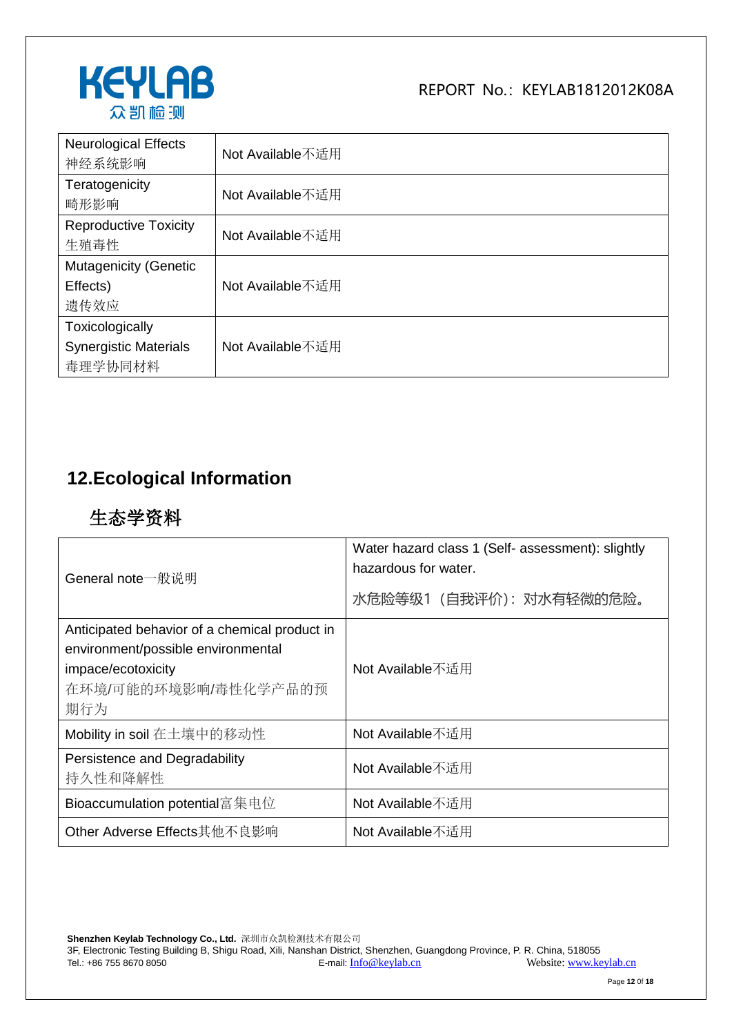| Neurological Effects 神经系统影响 | Not Available不适用 |
|---|---|
| Teratogenicity 畸形影响 | Not Available不适用 |
| Reproductive Toxicity 生殖毒性 | Not Available不适用 |
| Mutagenicity (Genetic Effects) 遗传效应 | Not Available不适用 |
| Toxicologically Synergistic Materials 毒理学协同材料 | Not Available不适用 |

## 12.Ecological Information

## 生态学资料

| General note一般说明 | Water hazard class 1 (Self- assessment): slightly hazardous for water. 水危险等级1（自我评价）：对水有轻微的危险。 |
|---|---|
| Anticipated behavior of a chemical product in environment/possible environmental impace/ecotoxicity 在环境/可能的环境影响/毒性化学产品的预期行为 | Not Available不适用 |
| Mobility in soil 在土壤中的移动性 | Not Available不适用 |
| Persistence and Degradability 持久性和降解性 | Not Available不适用 |
| Bioaccumulation potential富集电位 | Not Available不适用 |
| Other Adverse Effects其他不良影响 | Not Available不适用 |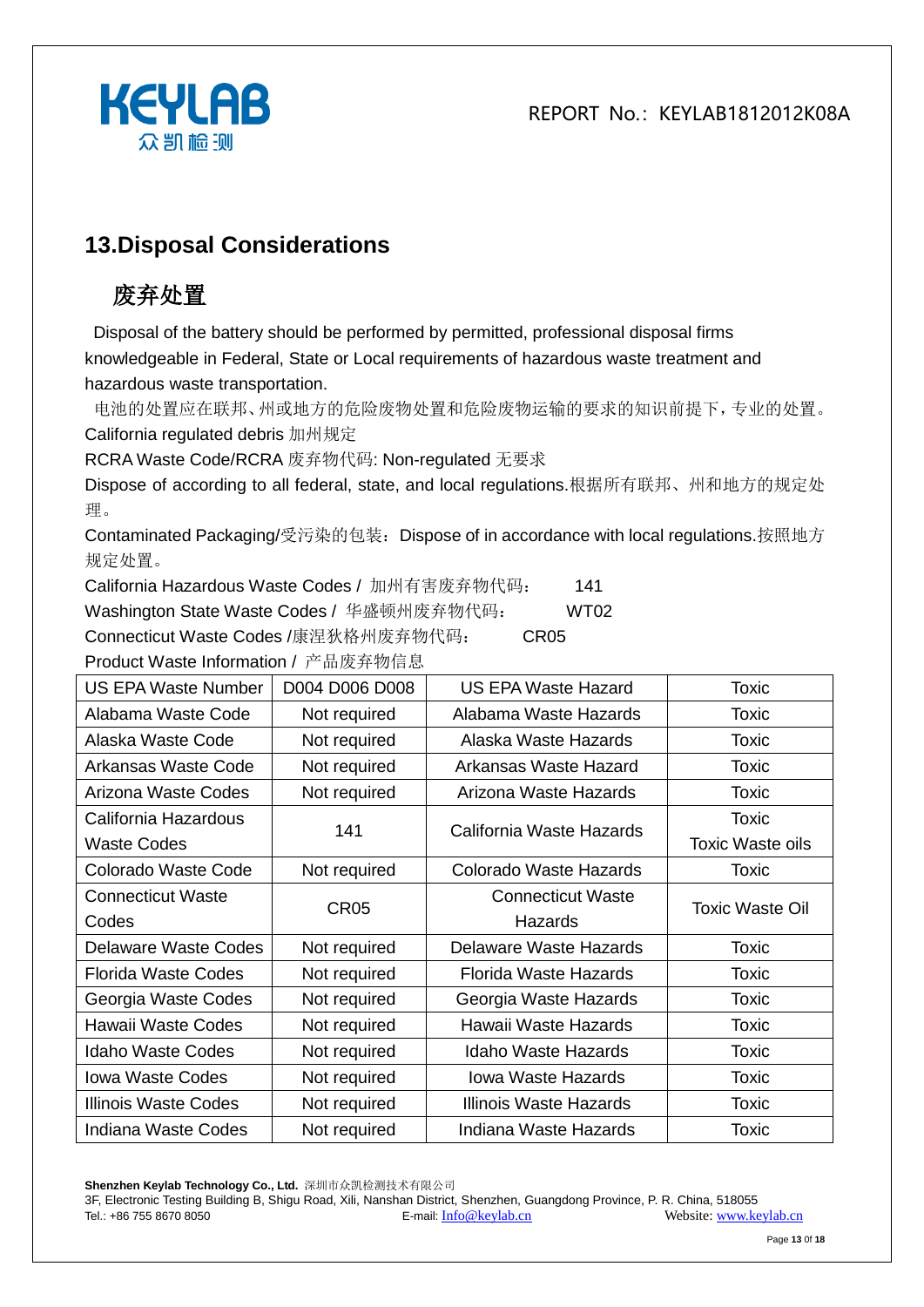## 13.Disposal Considerations

## 废弃处置

Disposal of the battery should be performed by permitted, professional disposal firms knowledgeable in Federal, State or Local requirements of hazardous waste treatment and hazardous waste transportation.

电池的处置应在联邦、州或地方的危险废物处置和危险废物运输的要求的知识前提下，专业的处置。

California regulated debris 加州规定

RCRA Waste Code/RCRA 废弃物代码: Non-regulated 无要求

Dispose of according to all federal, state, and local regulations.根据所有联邦、州和地方的规定处理。

Contaminated Packaging/受污染的包装：Dispose of in accordance with local regulations.按照地方规定处置。

California Hazardous Waste Codes / 加州有害废弃物代码： 141

Washington State Waste Codes / 华盛顿州废弃物代码： WT02

Connecticut Waste Codes /康涅狄格州废弃物代码： CR05

Product Waste Information / 产品废弃物信息

| US EPA Waste Number | D004 D006 D008 | US EPA Waste Hazard | Toxic |
|---|---|---|---|
| Alabama Waste Code | Not required | Alabama Waste Hazards | Toxic |
| Alaska Waste Code | Not required | Alaska Waste Hazards | Toxic |
| Arkansas Waste Code | Not required | Arkansas Waste Hazard | Toxic |
| Arizona Waste Codes | Not required | Arizona Waste Hazards | Toxic |
| California Hazardous Waste Codes | 141 | California Waste Hazards | Toxic<br>Toxic Waste oils |
| Colorado Waste Code | Not required | Colorado Waste Hazards | Toxic |
| Connecticut Waste Codes | CR05 | Connecticut Waste Hazards | Toxic Waste Oil |
| Delaware Waste Codes | Not required | Delaware Waste Hazards | Toxic |
| Florida Waste Codes | Not required | Florida Waste Hazards | Toxic |
| Georgia Waste Codes | Not required | Georgia Waste Hazards | Toxic |
| Hawaii Waste Codes | Not required | Hawaii Waste Hazards | Toxic |
| Idaho Waste Codes | Not required | Idaho Waste Hazards | Toxic |
| Iowa Waste Codes | Not required | Iowa Waste Hazards | Toxic |
| Illinois Waste Codes | Not required | Illinois Waste Hazards | Toxic |
| Indiana Waste Codes | Not required | Indiana Waste Hazards | Toxic |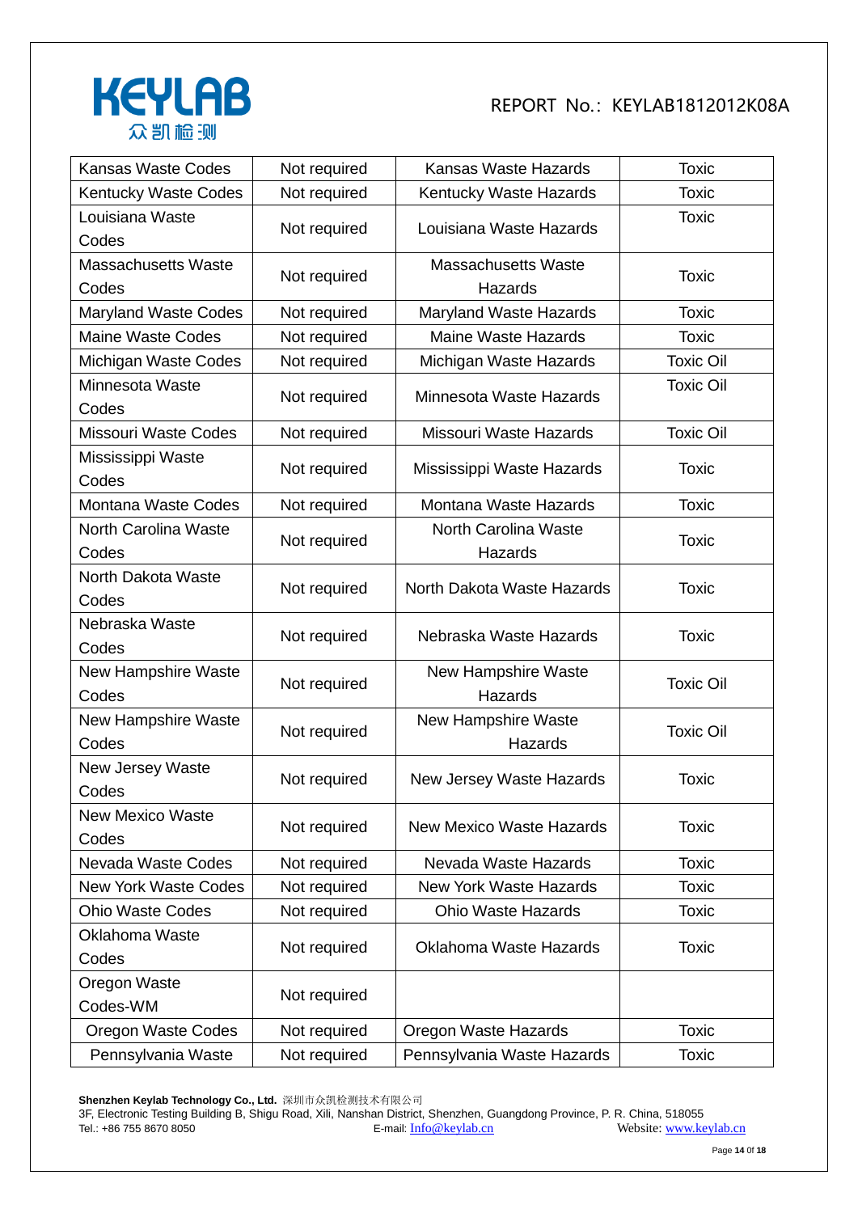| Kansas Waste Codes | Not required | Kansas Waste Hazards | Toxic |
|---|---|---|---|
| Kentucky Waste Codes | Not required | Kentucky Waste Hazards | Toxic |
| Louisiana Waste Codes | Not required | Louisiana Waste Hazards | Toxic |
| Massachusetts Waste Codes | Not required | Massachusetts Waste Hazards | Toxic |
| Maryland Waste Codes | Not required | Maryland Waste Hazards | Toxic |
| Maine Waste Codes | Not required | Maine Waste Hazards | Toxic |
| Michigan Waste Codes | Not required | Michigan Waste Hazards | Toxic Oil |
| Minnesota Waste Codes | Not required | Minnesota Waste Hazards | Toxic Oil |
| Missouri Waste Codes | Not required | Missouri Waste Hazards | Toxic Oil |
| Mississippi Waste Codes | Not required | Mississippi Waste Hazards | Toxic |
| Montana Waste Codes | Not required | Montana Waste Hazards | Toxic |
| North Carolina Waste Codes | Not required | North Carolina Waste Hazards | Toxic |
| North Dakota Waste Codes | Not required | North Dakota Waste Hazards | Toxic |
| Nebraska Waste Codes | Not required | Nebraska Waste Hazards | Toxic |
| New Hampshire Waste Codes | Not required | New Hampshire Waste Hazards | Toxic Oil |
| New Hampshire Waste Codes | Not required | New Hampshire Waste Hazards | Toxic Oil |
| New Jersey Waste Codes | Not required | New Jersey Waste Hazards | Toxic |
| New Mexico Waste Codes | Not required | New Mexico Waste Hazards | Toxic |
| Nevada Waste Codes | Not required | Nevada Waste Hazards | Toxic |
| New York Waste Codes | Not required | New York Waste Hazards | Toxic |
| Ohio Waste Codes | Not required | Ohio Waste Hazards | Toxic |
| Oklahoma Waste Codes | Not required | Oklahoma Waste Hazards | Toxic |
| Oregon Waste Codes-WM | Not required | | |
| Oregon Waste Codes | Not required | Oregon Waste Hazards | Toxic |
| Pennsylvania Waste | Not required | Pennsylvania Waste Hazards | Toxic |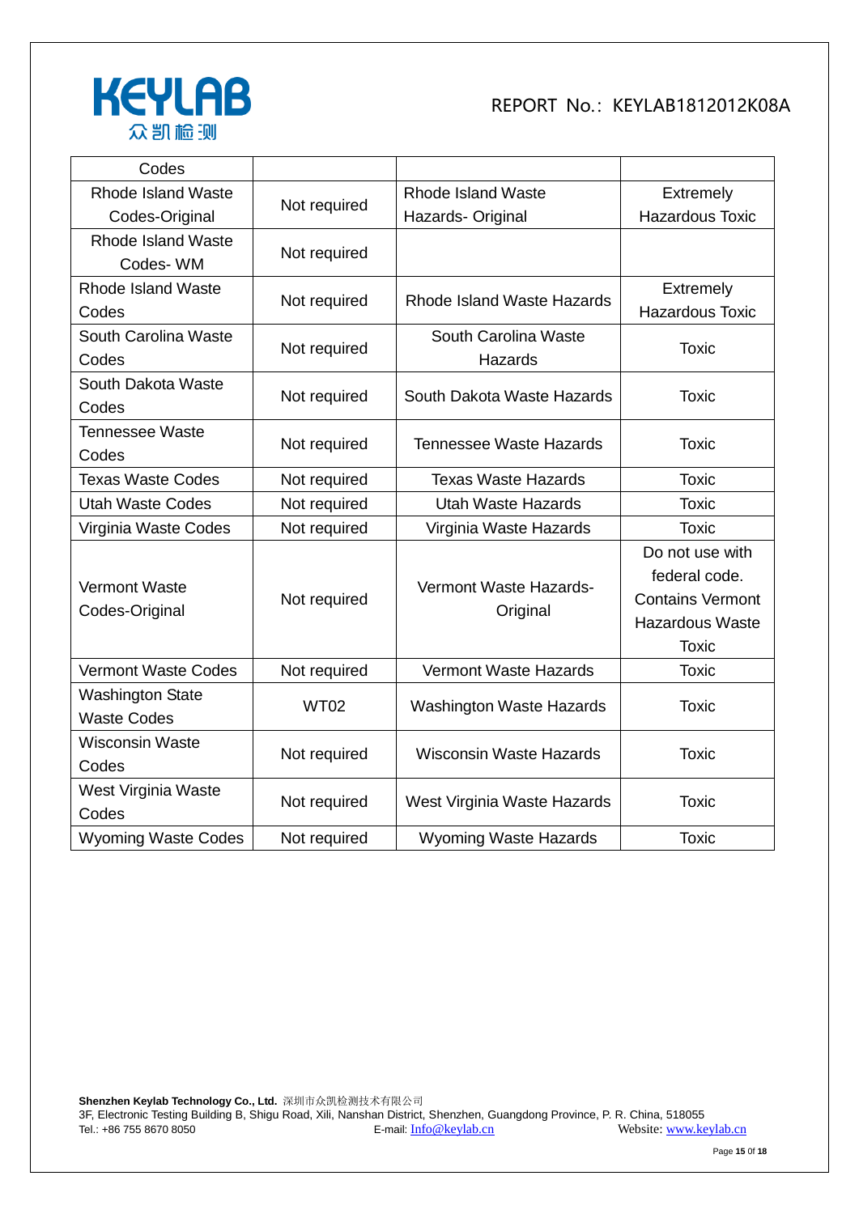| Codes | | | |
|---|---|---|---|
| Rhode Island Waste Codes-Original | Not required | Rhode Island Waste Hazards- Original | Extremely Hazardous Toxic |
| Rhode Island Waste Codes- WM | Not required | | |
| Rhode Island Waste Codes | Not required | Rhode Island Waste Hazards | Extremely Hazardous Toxic |
| South Carolina Waste Codes | Not required | South Carolina Waste Hazards | Toxic |
| South Dakota Waste Codes | Not required | South Dakota Waste Hazards | Toxic |
| Tennessee Waste Codes | Not required | Tennessee Waste Hazards | Toxic |
| Texas Waste Codes | Not required | Texas Waste Hazards | Toxic |
| Utah Waste Codes | Not required | Utah Waste Hazards | Toxic |
| Virginia Waste Codes | Not required | Virginia Waste Hazards | Toxic |
| Vermont Waste Codes-Original | Not required | Vermont Waste Hazards-Original | Do not use with federal code. Contains Vermont Hazardous Waste Toxic |
| Vermont Waste Codes | Not required | Vermont Waste Hazards | Toxic |
| Washington State Waste Codes | WT02 | Washington Waste Hazards | Toxic |
| Wisconsin Waste Codes | Not required | Wisconsin Waste Hazards | Toxic |
| West Virginia Waste Codes | Not required | West Virginia Waste Hazards | Toxic |
| Wyoming Waste Codes | Not required | Wyoming Waste Hazards | Toxic |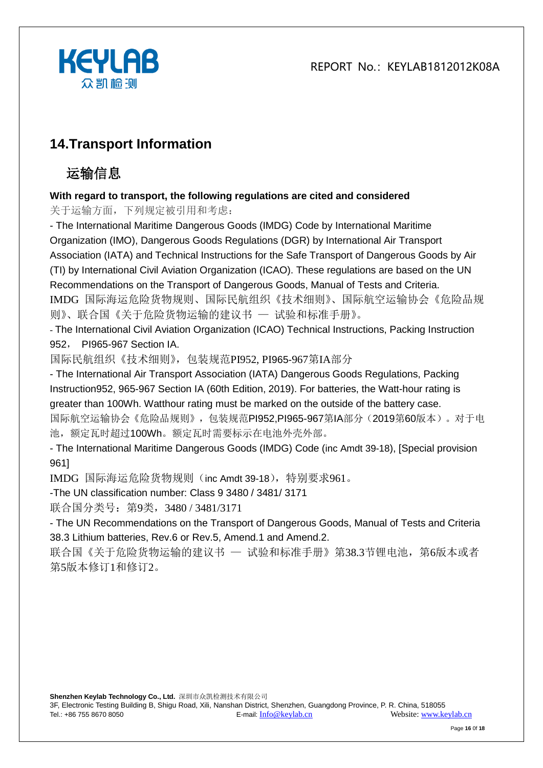## 14.Transport Information

## 运输信息

**With regard to transport, the following regulations are cited and considered**

关于运输方面，下列规定被引用和考虑：

- The International Maritime Dangerous Goods (IMDG) Code by International Maritime Organization (IMO), Dangerous Goods Regulations (DGR) by International Air Transport Association (IATA) and Technical Instructions for the Safe Transport of Dangerous Goods by Air (TI) by International Civil Aviation Organization (ICAO). These regulations are based on the UN Recommendations on the Transport of Dangerous Goods, Manual of Tests and Criteria.

IMDG 国际海运危险货物规则、国际民航组织《技术细则》、国际航空运输协会《危险品规则》、联合国《关于危险货物运输的建议书 — 试验和标准手册》。

- The International Civil Aviation Organization (ICAO) Technical Instructions, Packing Instruction 952， PI965-967 Section IA.

国际民航组织《技术细则》，包装规范PI952, PI965-967第IA部分

- The International Air Transport Association (IATA) Dangerous Goods Regulations, Packing Instruction952, 965-967 Section IA (60th Edition, 2019). For batteries, the Watt-hour rating is greater than 100Wh. Watthour rating must be marked on the outside of the battery case.

国际航空运输协会《危险品规则》，包装规范PI952,PI965-967第IA部分（2019第60版本）。对于电池，额定瓦时超过100Wh。额定瓦时需要标示在电池外壳外部。

- The International Maritime Dangerous Goods (IMDG) Code (inc Amdt 39-18), [Special provision 961]

IMDG 国际海运危险货物规则（inc Amdt 39-18），特别要求961。

-The UN classification number: Class 9 3480 / 3481/ 3171

联合国分类号：第9类，3480 / 3481/3171

- The UN Recommendations on the Transport of Dangerous Goods, Manual of Tests and Criteria 38.3 Lithium batteries, Rev.6 or Rev.5, Amend.1 and Amend.2.

联合国《关于危险货物运输的建议书 — 试验和标准手册》第38.3节锂电池，第6版本或者第5版本修订1和修订2。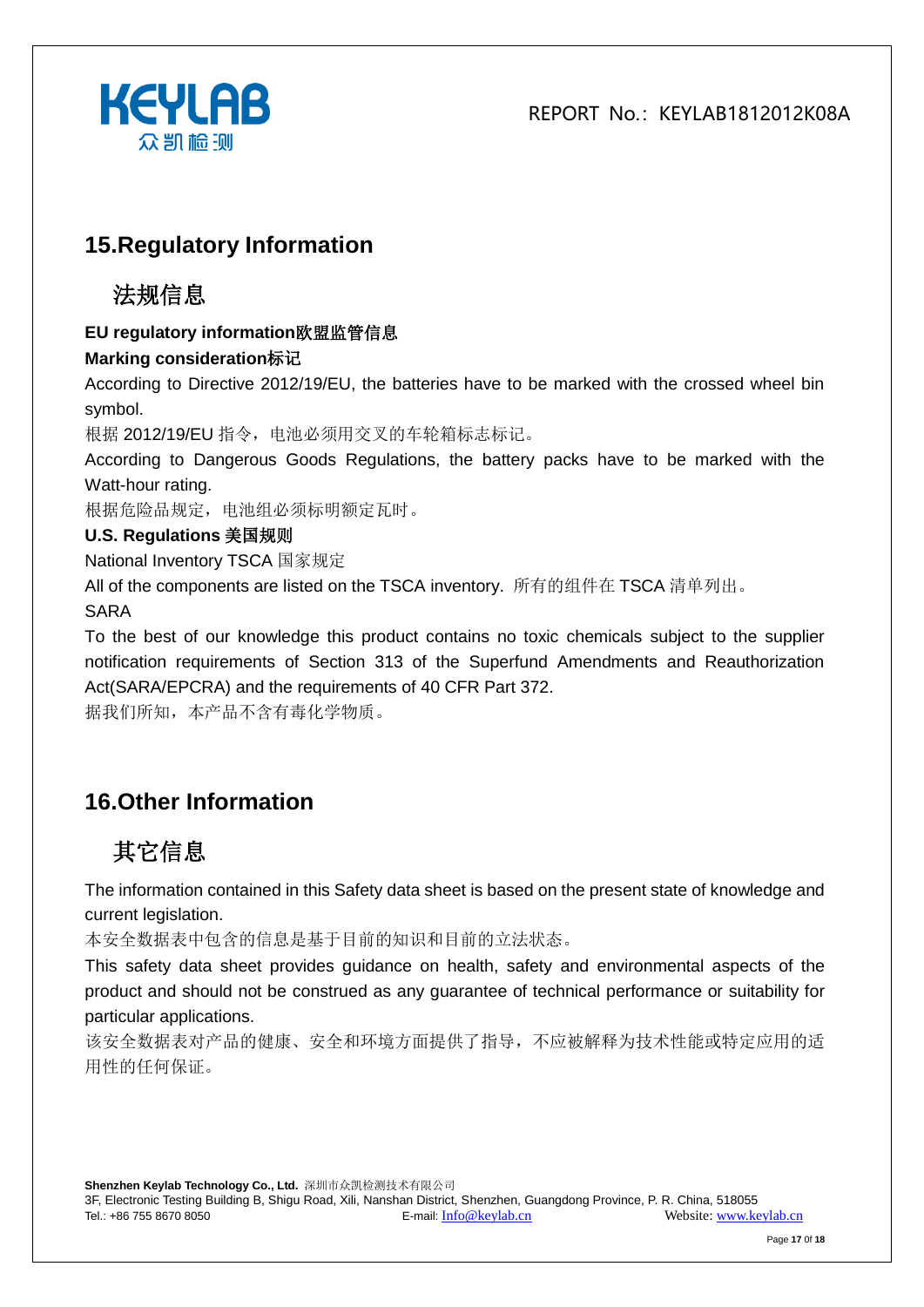## 15.Regulatory Information

## 法规信息

**EU regulatory information欧盟监管信息**

**Marking consideration标记**

According to Directive 2012/19/EU, the batteries have to be marked with the crossed wheel bin symbol.

根据 2012/19/EU 指令，电池必须用交叉的车轮箱标志标记。

According to Dangerous Goods Regulations, the battery packs have to be marked with the Watt-hour rating.

根据危险品规定，电池组必须标明额定瓦时。

**U.S. Regulations 美国规则**

National Inventory TSCA 国家规定

All of the components are listed on the TSCA inventory. 所有的组件在 TSCA 清单列出。

SARA

To the best of our knowledge this product contains no toxic chemicals subject to the supplier notification requirements of Section 313 of the Superfund Amendments and Reauthorization Act(SARA/EPCRA) and the requirements of 40 CFR Part 372.

据我们所知，本产品不含有毒化学物质。

## 16.Other Information

## 其它信息

The information contained in this Safety data sheet is based on the present state of knowledge and current legislation.

本安全数据表中包含的信息是基于目前的知识和目前的立法状态。

This safety data sheet provides guidance on health, safety and environmental aspects of the product and should not be construed as any guarantee of technical performance or suitability for particular applications.

该安全数据表对产品的健康、安全和环境方面提供了指导，不应被解释为技术性能或特定应用的适用性的任何保证。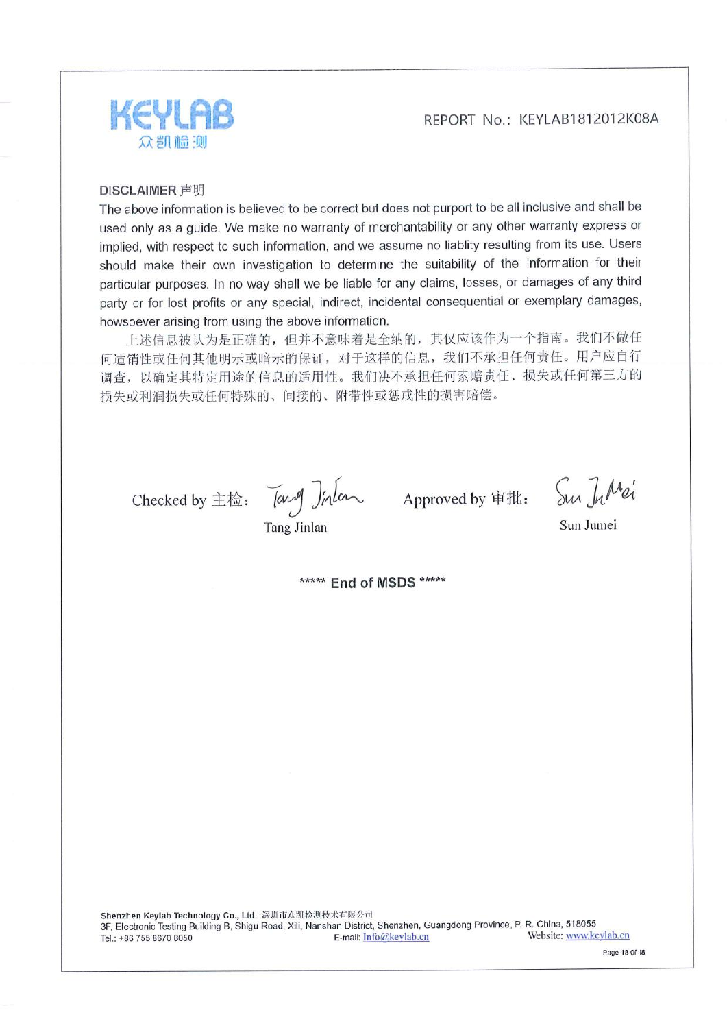KEYLAB 众凯检测

REPORT No.: KEYLAB1812012K08A

**DISCLAIMER 声明**

The above information is believed to be correct but does not purport to be all inclusive and shall be used only as a guide. We make no warranty of merchantability or any other warranty express or implied, with respect to such information, and we assume no liablity resulting from its use. Users should make their own investigation to determine the suitability of the information for their particular purposes. In no way shall we be liable for any claims, losses, or damages of any third party or for lost profits or any special, indirect, incidental consequential or exemplary damages, howsoever arising from using the above information.

上述信息被认为是正确的，但并不意味着是全纳的，其仅应该作为一个指南。我们不做任何适销性或任何其他明示或暗示的保证，对于这样的信息，我们不承担任何责任。用户应自行调查，以确定其特定用途的信息的适用性。我们决不承担任何索赔责任、损失或任何第三方的损失或利润损失或任何特殊的、间接的、附带性或惩戒性的损害赔偿。

Checked by 主检： Tang Jinlan

Approved by 审批： Sun Jumei

***** End of MSDS *****

Shenzhen Keylab Technology Co., Ltd. 深圳市众凯检测技术有限公司
3F, Electronic Testing Building B, Shigu Road, Xili, Nanshan District, Shenzhen, Guangdong Province, P. R. China, 518055
Tel.: +86 755 8670 8050 E-mail: Info@keylab.cn Website: www.keylab.cn